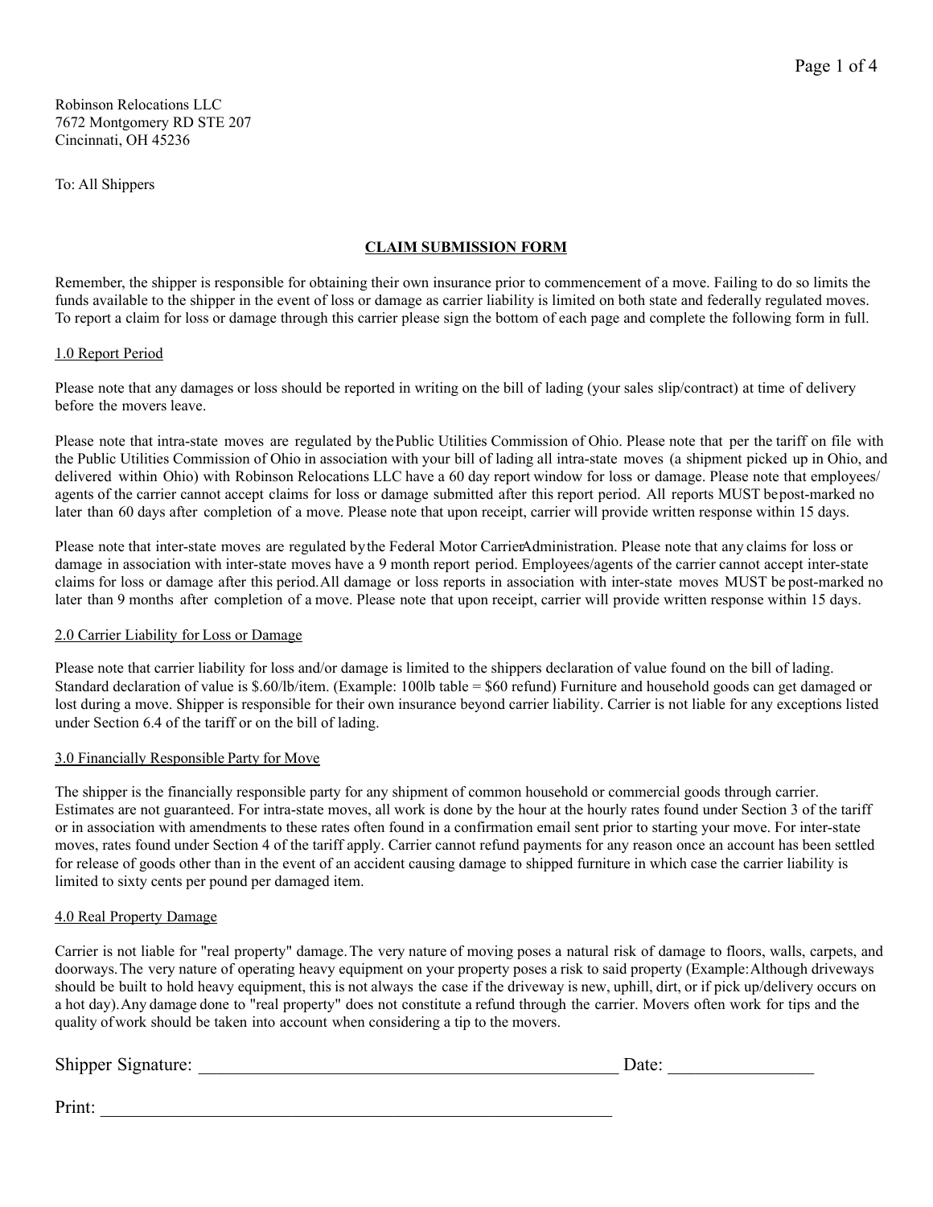Robinson Relocations LLC
7672 Montgomery RD STE 207
Cincinnati, OH 45236

To: All Shippers

## CLAIM SUBMISSION FORM

Remember, the shipper is responsible for obtaining their own insurance prior to commencement of a move. Failing to do so limits the funds available to the shipper in the event of loss or damage as carrier liability is limited on both state and federally regulated moves. To report a claim for loss or damage through this carrier please sign the bottom of each page and complete the following form in full.

### 1.0 Report Period

Please note that any damages or loss should be reported in writing on the bill of lading (your sales slip/contract) at time of delivery before the movers leave.

Please note that intra-state moves are regulated by the Public Utilities Commission of Ohio. Please note that per the tariff on file with the Public Utilities Commission of Ohio in association with your bill of lading all intra-state moves (a shipment picked up in Ohio, and delivered within Ohio) with Robinson Relocations LLC have a 60 day report window for loss or damage. Please note that employees/agents of the carrier cannot accept claims for loss or damage submitted after this report period. All reports MUST be post-marked no later than 60 days after completion of a move. Please note that upon receipt, carrier will provide written response within 15 days.

Please note that inter-state moves are regulated by the Federal Motor Carrier Administration. Please note that any claims for loss or damage in association with inter-state moves have a 9 month report period. Employees/agents of the carrier cannot accept inter-state claims for loss or damage after this period. All damage or loss reports in association with inter-state moves MUST be post-marked no later than 9 months after completion of a move. Please note that upon receipt, carrier will provide written response within 15 days.

### 2.0 Carrier Liability for Loss or Damage

Please note that carrier liability for loss and/or damage is limited to the shippers declaration of value found on the bill of lading. Standard declaration of value is $.60/lb/item. (Example: 100lb table = $60 refund) Furniture and household goods can get damaged or lost during a move. Shipper is responsible for their own insurance beyond carrier liability. Carrier is not liable for any exceptions listed under Section 6.4 of the tariff or on the bill of lading.

### 3.0 Financially Responsible Party for Move

The shipper is the financially responsible party for any shipment of common household or commercial goods through carrier. Estimates are not guaranteed. For intra-state moves, all work is done by the hour at the hourly rates found under Section 3 of the tariff or in association with amendments to these rates often found in a confirmation email sent prior to starting your move. For inter-state moves, rates found under Section 4 of the tariff apply. Carrier cannot refund payments for any reason once an account has been settled for release of goods other than in the event of an accident causing damage to shipped furniture in which case the carrier liability is limited to sixty cents per pound per damaged item.

### 4.0 Real Property Damage

Carrier is not liable for "real property" damage. The very nature of moving poses a natural risk of damage to floors, walls, carpets, and doorways. The very nature of operating heavy equipment on your property poses a risk to said property (Example: Although driveways should be built to hold heavy equipment, this is not always the case if the driveway is new, uphill, dirt, or if pick up/delivery occurs on a hot day). Any damage done to "real property" does not constitute a refund through the carrier. Movers often work for tips and the quality of work should be taken into account when considering a tip to the movers.

Shipper Signature: ______________________________ Date: ________________

Print: ______________________________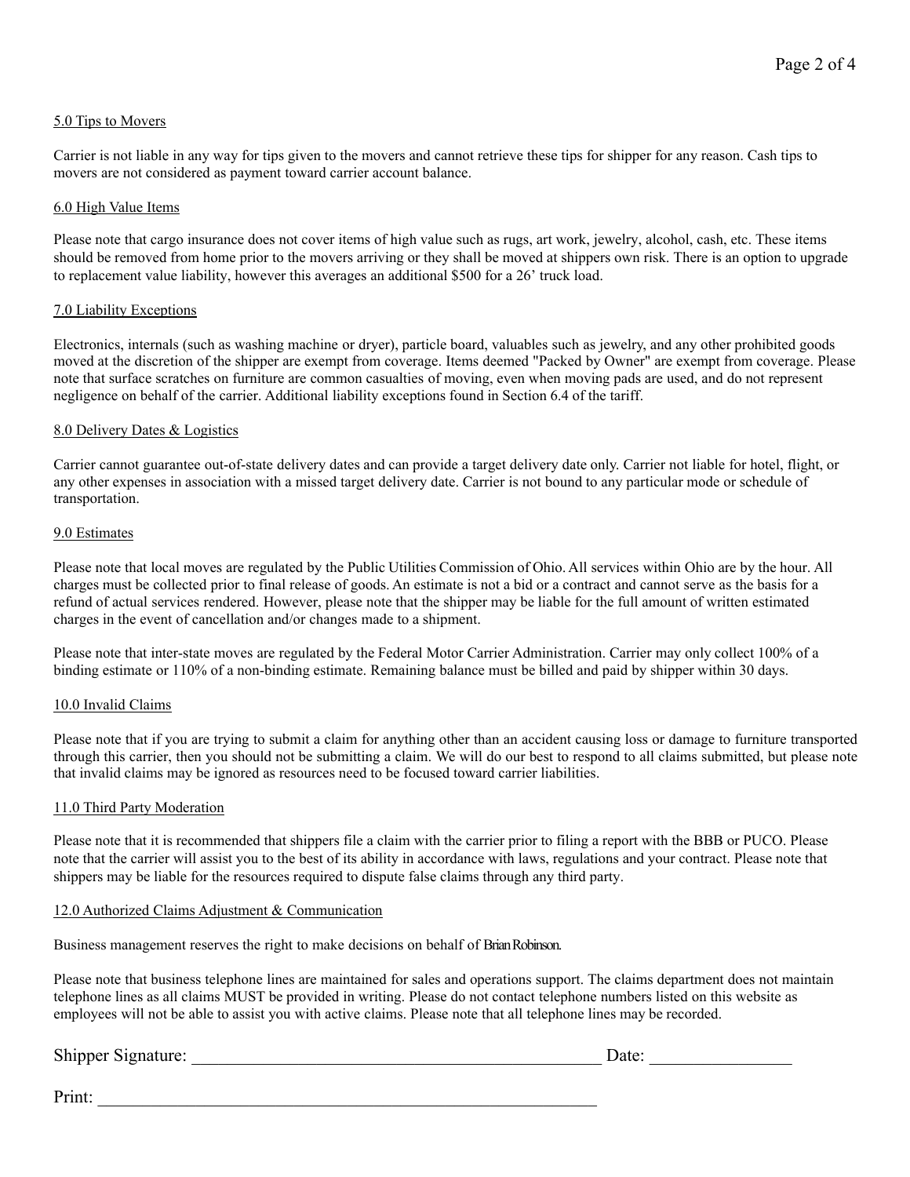5.0 Tips to Movers

Carrier is not liable in any way for tips given to the movers and cannot retrieve these tips for shipper for any reason. Cash tips to movers are not considered as payment toward carrier account balance.

6.0 High Value Items

Please note that cargo insurance does not cover items of high value such as rugs, art work, jewelry, alcohol, cash, etc. These items should be removed from home prior to the movers arriving or they shall be moved at shippers own risk. There is an option to upgrade to replacement value liability, however this averages an additional $500 for a 26' truck load.

7.0 Liability Exceptions

Electronics, internals (such as washing machine or dryer), particle board, valuables such as jewelry, and any other prohibited goods moved at the discretion of the shipper are exempt from coverage. Items deemed "Packed by Owner" are exempt from coverage. Please note that surface scratches on furniture are common casualties of moving, even when moving pads are used, and do not represent negligence on behalf of the carrier. Additional liability exceptions found in Section 6.4 of the tariff.

8.0 Delivery Dates & Logistics

Carrier cannot guarantee out-of-state delivery dates and can provide a target delivery date only. Carrier not liable for hotel, flight, or any other expenses in association with a missed target delivery date. Carrier is not bound to any particular mode or schedule of transportation.

9.0 Estimates

Please note that local moves are regulated by the Public Utilities Commission of Ohio. All services within Ohio are by the hour. All charges must be collected prior to final release of goods. An estimate is not a bid or a contract and cannot serve as the basis for a refund of actual services rendered. However, please note that the shipper may be liable for the full amount of written estimated charges in the event of cancellation and/or changes made to a shipment.

Please note that inter-state moves are regulated by the Federal Motor Carrier Administration. Carrier may only collect 100% of a binding estimate or 110% of a non-binding estimate. Remaining balance must be billed and paid by shipper within 30 days.

10.0 Invalid Claims

Please note that if you are trying to submit a claim for anything other than an accident causing loss or damage to furniture transported through this carrier, then you should not be submitting a claim. We will do our best to respond to all claims submitted, but please note that invalid claims may be ignored as resources need to be focused toward carrier liabilities.

11.0 Third Party Moderation

Please note that it is recommended that shippers file a claim with the carrier prior to filing a report with the BBB or PUCO. Please note that the carrier will assist you to the best of its ability in accordance with laws, regulations and your contract. Please note that shippers may be liable for the resources required to dispute false claims through any third party.

12.0 Authorized Claims Adjustment & Communication

Business management reserves the right to make decisions on behalf of Brian Robinson.

Please note that business telephone lines are maintained for sales and operations support. The claims department does not maintain telephone lines as all claims MUST be provided in writing. Please do not contact telephone numbers listed on this website as employees will not be able to assist you with active claims. Please note that all telephone lines may be recorded.

Shipper Signature: ______________________________ Date: ______________

Print: ______________________________________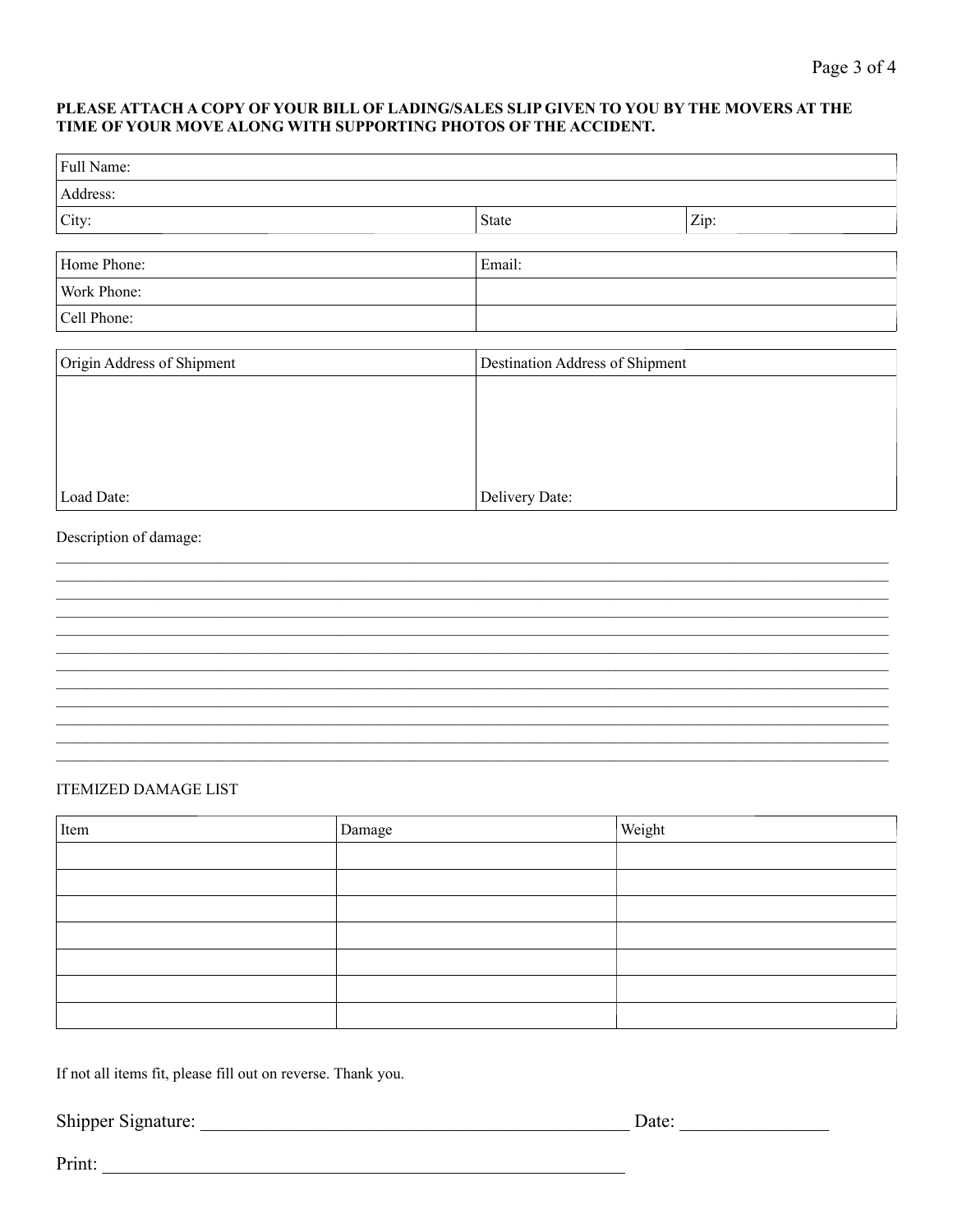**PLEASE ATTACH A COPY OF YOUR BILL OF LADING/SALES SLIP GIVEN TO YOU BY THE MOVERS AT THE TIME OF YOUR MOVE ALONG WITH SUPPORTING PHOTOS OF THE ACCIDENT.**

| Full Name: | | |
|---|---|---|
| Address: | | |
| City: | State | Zip: |

| Home Phone: | Email: |
|---|---|
| Work Phone: | |
| Cell Phone: | |

| Origin Address of Shipment | Destination Address of Shipment |
|---|---|
| | |
| Load Date: | Delivery Date: |

Description of damage:

_______________________________________________________________________________
_______________________________________________________________________________
_______________________________________________________________________________
_______________________________________________________________________________
_______________________________________________________________________________
_______________________________________________________________________________
_______________________________________________________________________________
_______________________________________________________________________________
_______________________________________________________________________________
_______________________________________________________________________________
_______________________________________________________________________________
_______________________________________________________________________________

ITEMIZED DAMAGE LIST

| Item | Damage | Weight |
|---|---|---|
| | | |
| | | |
| | | |
| | | |
| | | |
| | | |
| | | |

If not all items fit, please fill out on reverse. Thank you.

Shipper Signature: ____________________________________ Date: ______________

Print: ____________________________________________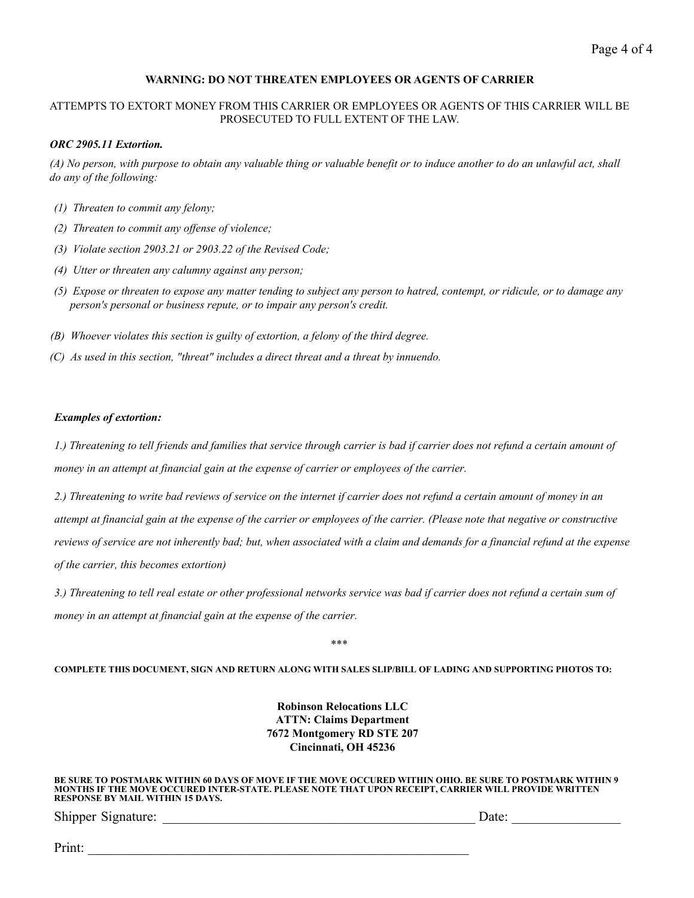**WARNING: DO NOT THREATEN EMPLOYEES OR AGENTS OF CARRIER**

ATTEMPTS TO EXTORT MONEY FROM THIS CARRIER OR EMPLOYEES OR AGENTS OF THIS CARRIER WILL BE PROSECUTED TO FULL EXTENT OF THE LAW.

***ORC 2905.11 Extortion.***

*(A) No person, with purpose to obtain any valuable thing or valuable benefit or to induce another to do an unlawful act, shall do any of the following:*

*(1) Threaten to commit any felony;*

*(2) Threaten to commit any offense of violence;*

*(3) Violate section 2903.21 or 2903.22 of the Revised Code;*

*(4) Utter or threaten any calumny against any person;*

*(5) Expose or threaten to expose any matter tending to subject any person to hatred, contempt, or ridicule, or to damage any person's personal or business repute, or to impair any person's credit.*

*(B) Whoever violates this section is guilty of extortion, a felony of the third degree.*

*(C) As used in this section, "threat" includes a direct threat and a threat by innuendo.*

***Examples of extortion:***

*1.) Threatening to tell friends and families that service through carrier is bad if carrier does not refund a certain amount of money in an attempt at financial gain at the expense of carrier or employees of the carrier.*

*2.) Threatening to write bad reviews of service on the internet if carrier does not refund a certain amount of money in an attempt at financial gain at the expense of the carrier or employees of the carrier. (Please note that negative or constructive reviews of service are not inherently bad; but, when associated with a claim and demands for a financial refund at the expense of the carrier, this becomes extortion)*

*3.) Threatening to tell real estate or other professional networks service was bad if carrier does not refund a certain sum of money in an attempt at financial gain at the expense of the carrier.*

\*\*\*

**COMPLETE THIS DOCUMENT, SIGN AND RETURN ALONG WITH SALES SLIP/BILL OF LADING AND SUPPORTING PHOTOS TO:**

**Robinson Relocations LLC**
**ATTN: Claims Department**
**7672 Montgomery RD STE 207**
**Cincinnati, OH 45236**

**BE SURE TO POSTMARK WITHIN 60 DAYS OF MOVE IF THE MOVE OCCURED WITHIN OHIO. BE SURE TO POSTMARK WITHIN 9 MONTHS IF THE MOVE OCCURED INTER-STATE. PLEASE NOTE THAT UPON RECEIPT, CARRIER WILL PROVIDE WRITTEN RESPONSE BY MAIL WITHIN 15 DAYS.**

Shipper Signature: ______________________________________________ Date: _______________

Print: _______________________________________________________